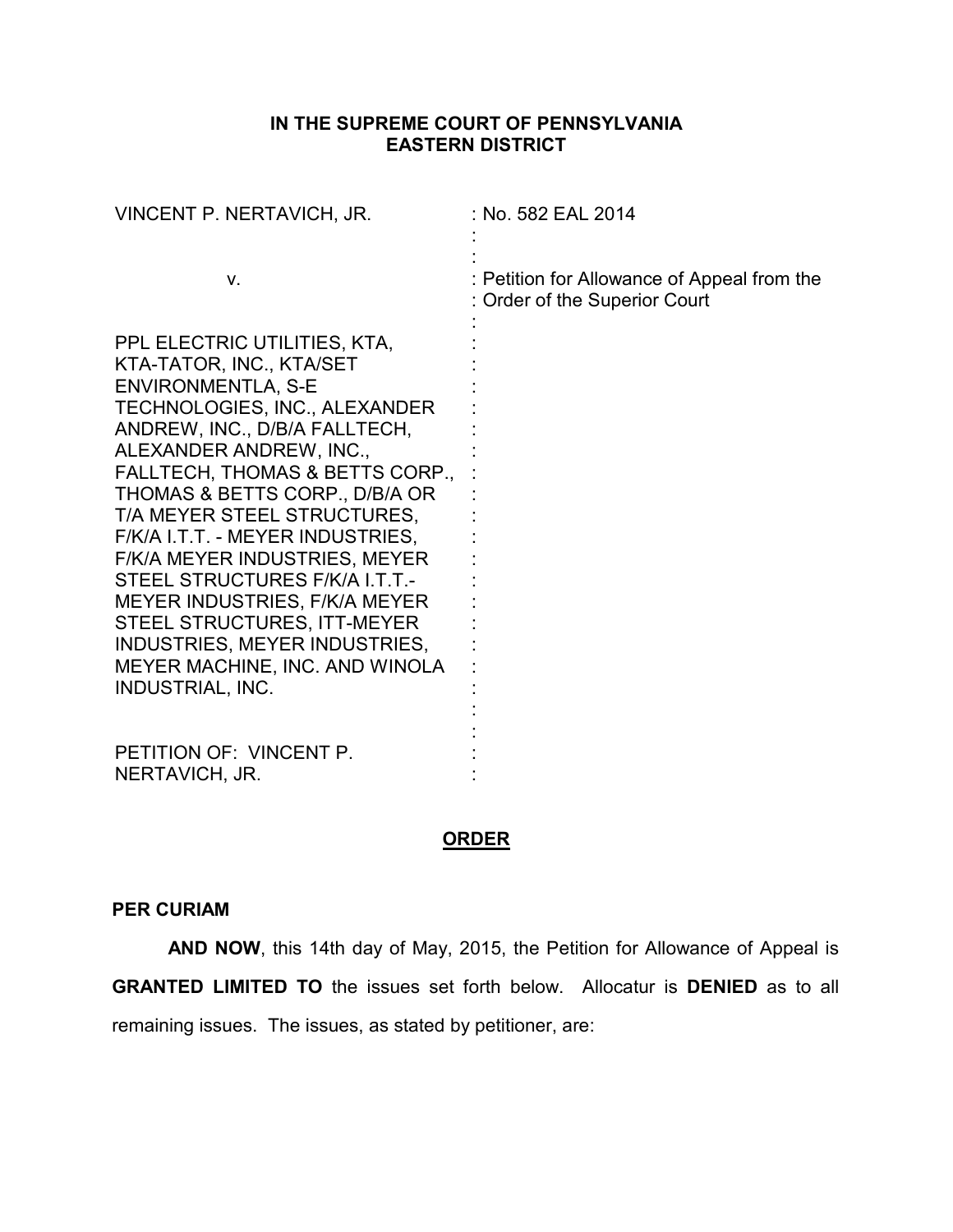**IN THE SUPREME COURT OF PENNSYLVANIA**
**EASTERN DISTRICT**

| | |
|---|---|
| VINCENT P. NERTAVICH, JR. | : No. 582 EAL 2014 |
| v. | : Petition for Allowance of Appeal from the Order of the Superior Court |
| PPL ELECTRIC UTILITIES, KTA, KTA-TATOR, INC., KTA/SET ENVIRONMENTLA, S-E TECHNOLOGIES, INC., ALEXANDER ANDREW, INC., D/B/A FALLTECH, ALEXANDER ANDREW, INC., FALLTECH, THOMAS & BETTS CORP., THOMAS & BETTS CORP., D/B/A OR T/A MEYER STEEL STRUCTURES, F/K/A I.T.T. - MEYER INDUSTRIES, F/K/A MEYER INDUSTRIES, MEYER STEEL STRUCTURES F/K/A I.T.T.-MEYER INDUSTRIES, F/K/A MEYER STEEL STRUCTURES, ITT-MEYER INDUSTRIES, MEYER INDUSTRIES, MEYER MACHINE, INC. AND WINOLA INDUSTRIAL, INC. | : |
| PETITION OF: VINCENT P. NERTAVICH, JR. | : |

**ORDER**

**PER CURIAM**

**AND NOW**, this 14th day of May, 2015, the Petition for Allowance of Appeal is **GRANTED LIMITED TO** the issues set forth below. Allocatur is **DENIED** as to all remaining issues. The issues, as stated by petitioner, are: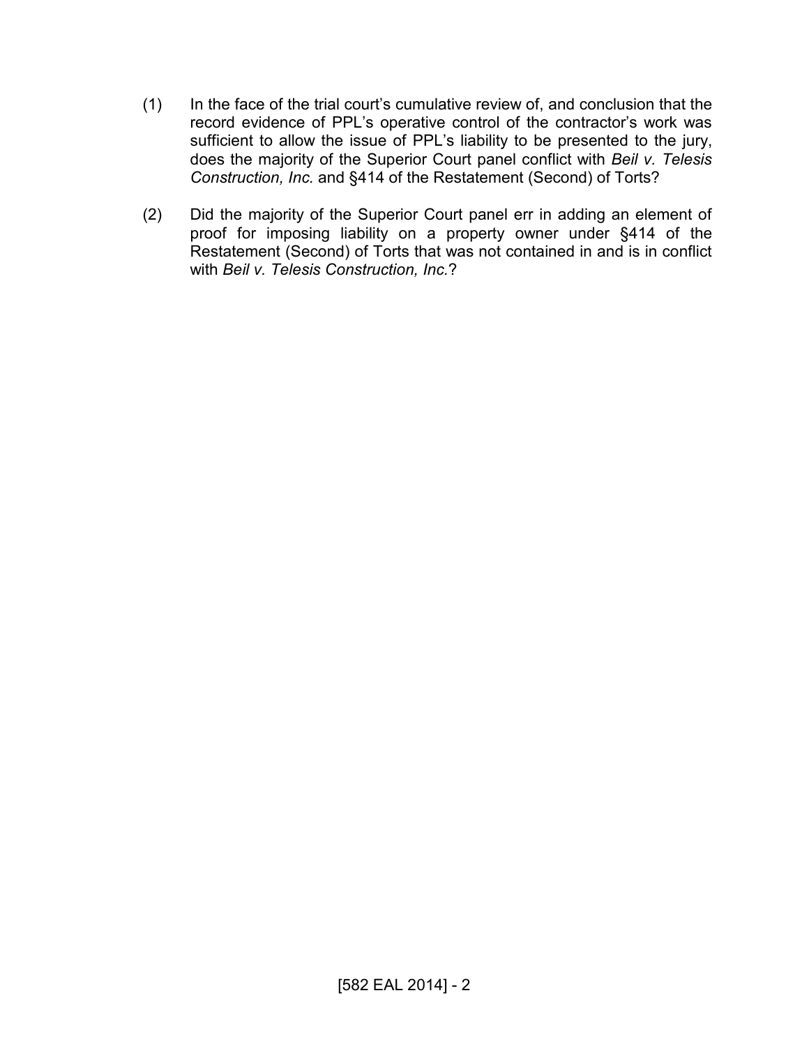(1) In the face of the trial court's cumulative review of, and conclusion that the record evidence of PPL's operative control of the contractor's work was sufficient to allow the issue of PPL's liability to be presented to the jury, does the majority of the Superior Court panel conflict with *Beil v. Telesis Construction, Inc.* and §414 of the Restatement (Second) of Torts?

(2) Did the majority of the Superior Court panel err in adding an element of proof for imposing liability on a property owner under §414 of the Restatement (Second) of Torts that was not contained in and is in conflict with *Beil v. Telesis Construction, Inc.*?